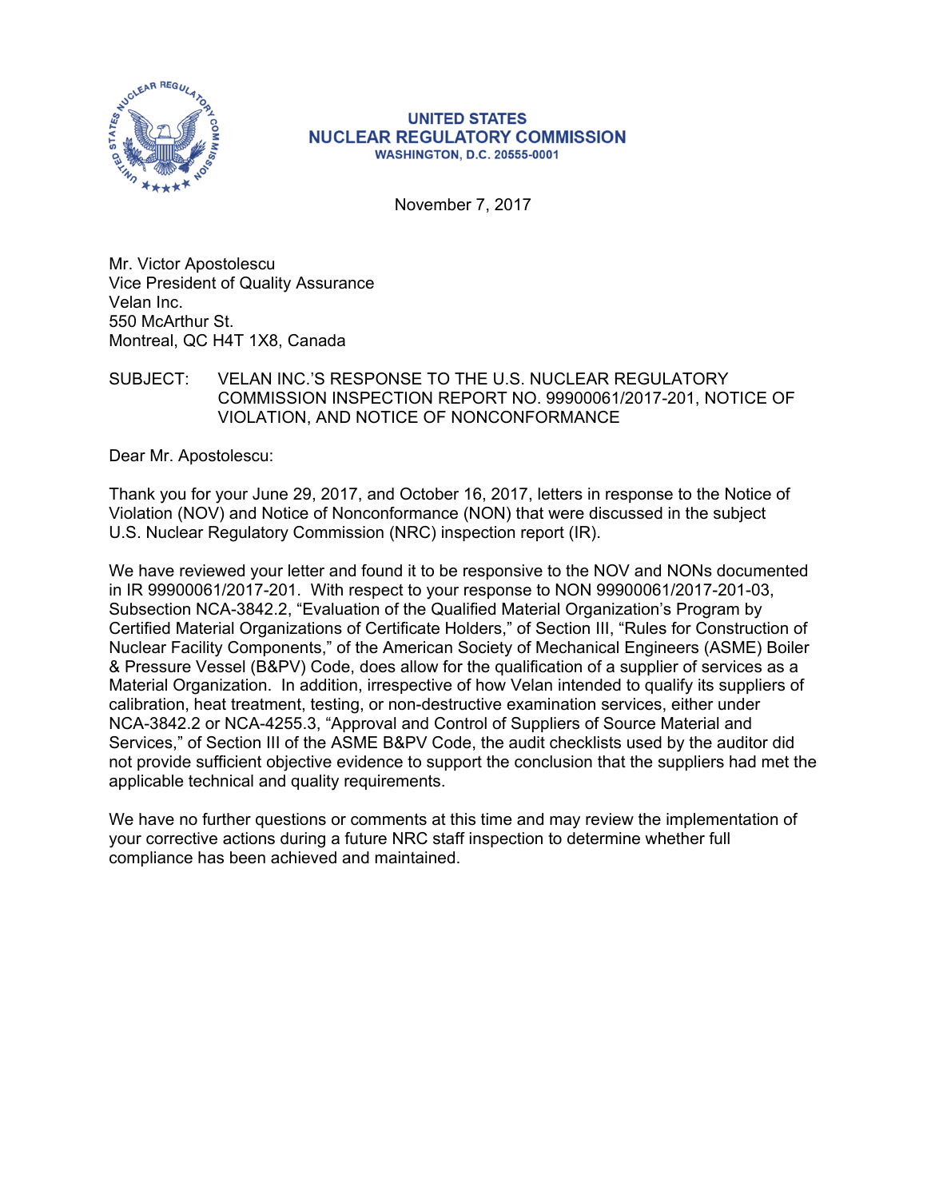**UNITED STATES**
**NUCLEAR REGULATORY COMMISSION**
**WASHINGTON, D.C. 20555-0001**

November 7, 2017

Mr. Victor Apostolescu
Vice President of Quality Assurance
Velan Inc.
550 McArthur St.
Montreal, QC H4T 1X8, Canada

SUBJECT: VELAN INC.'S RESPONSE TO THE U.S. NUCLEAR REGULATORY COMMISSION INSPECTION REPORT NO. 99900061/2017-201, NOTICE OF VIOLATION, AND NOTICE OF NONCONFORMANCE

Dear Mr. Apostolescu:

Thank you for your June 29, 2017, and October 16, 2017, letters in response to the Notice of Violation (NOV) and Notice of Nonconformance (NON) that were discussed in the subject U.S. Nuclear Regulatory Commission (NRC) inspection report (IR).

We have reviewed your letter and found it to be responsive to the NOV and NONs documented in IR 99900061/2017-201. With respect to your response to NON 99900061/2017-201-03, Subsection NCA-3842.2, "Evaluation of the Qualified Material Organization's Program by Certified Material Organizations of Certificate Holders," of Section III, "Rules for Construction of Nuclear Facility Components," of the American Society of Mechanical Engineers (ASME) Boiler & Pressure Vessel (B&PV) Code, does allow for the qualification of a supplier of services as a Material Organization. In addition, irrespective of how Velan intended to qualify its suppliers of calibration, heat treatment, testing, or non-destructive examination services, either under NCA-3842.2 or NCA-4255.3, "Approval and Control of Suppliers of Source Material and Services," of Section III of the ASME B&PV Code, the audit checklists used by the auditor did not provide sufficient objective evidence to support the conclusion that the suppliers had met the applicable technical and quality requirements.

We have no further questions or comments at this time and may review the implementation of your corrective actions during a future NRC staff inspection to determine whether full compliance has been achieved and maintained.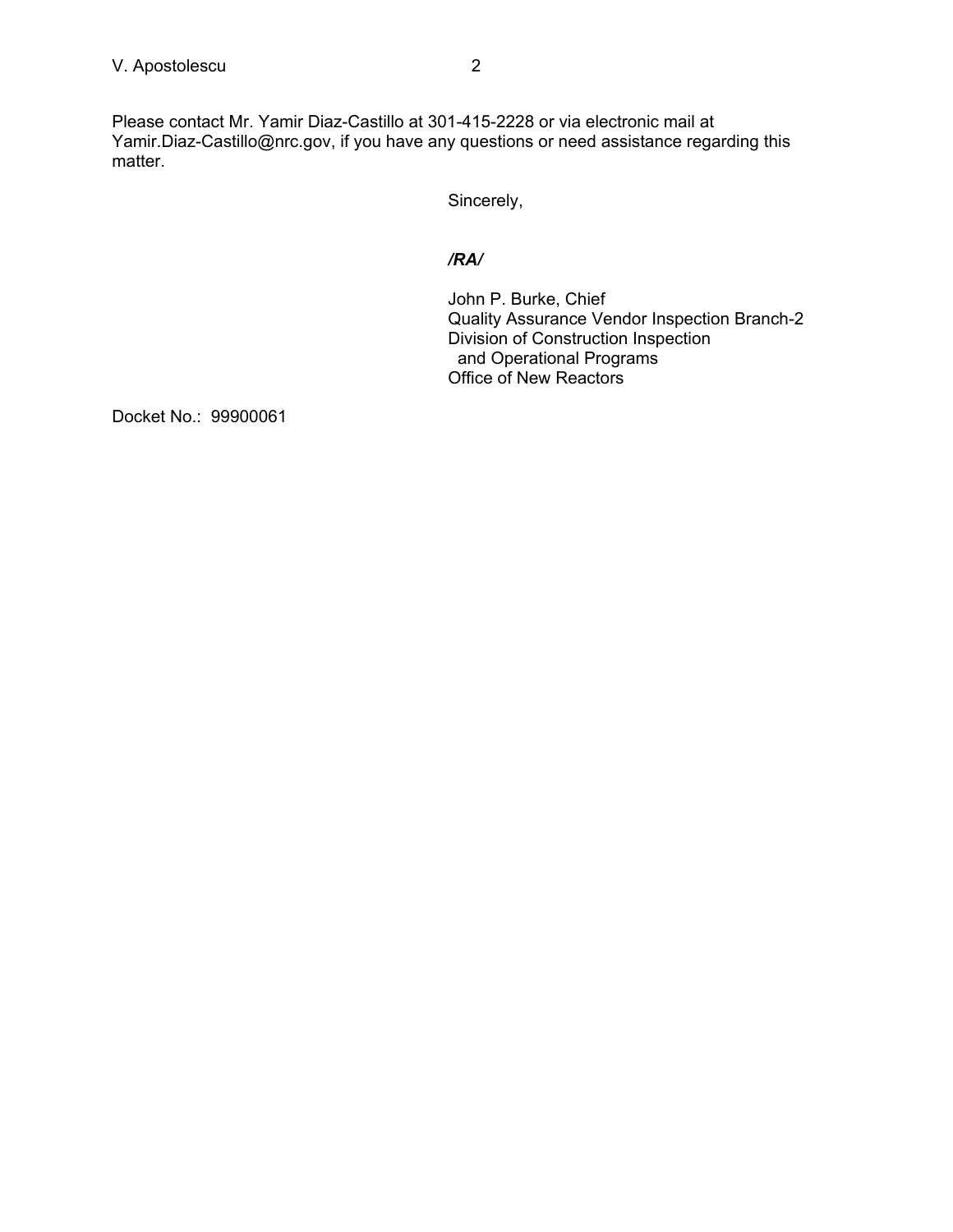Please contact Mr. Yamir Diaz-Castillo at 301-415-2228 or via electronic mail at Yamir.Diaz-Castillo@nrc.gov, if you have any questions or need assistance regarding this matter.

Sincerely,

***/RA/***

John P. Burke, Chief  
Quality Assurance Vendor Inspection Branch-2  
Division of Construction Inspection  
and Operational Programs  
Office of New Reactors

Docket No.: 99900061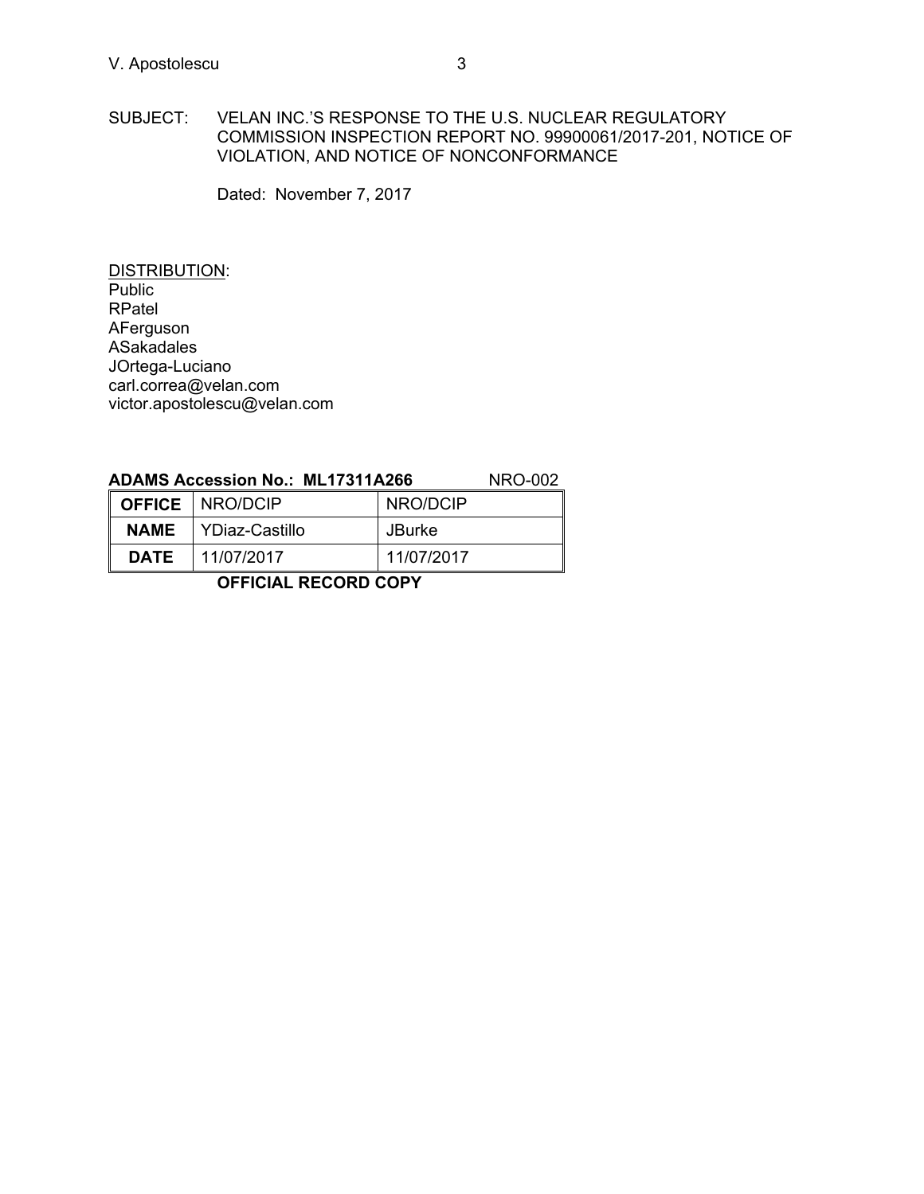SUBJECT: VELAN INC.'S RESPONSE TO THE U.S. NUCLEAR REGULATORY COMMISSION INSPECTION REPORT NO. 99900061/2017-201, NOTICE OF VIOLATION, AND NOTICE OF NONCONFORMANCE

Dated: November 7, 2017

DISTRIBUTION:
Public
RPatel
AFerguson
ASakadales
JOrtega-Luciano
carl.correa@velan.com
victor.apostolescu@velan.com

**ADAMS Accession No.: ML17311A266** NRO-002

| | | |
|---|---|---|
| **OFFICE** | NRO/DCIP | NRO/DCIP |
| **NAME** | YDiaz-Castillo | JBurke |
| **DATE** | 11/07/2017 | 11/07/2017 |

**OFFICIAL RECORD COPY**